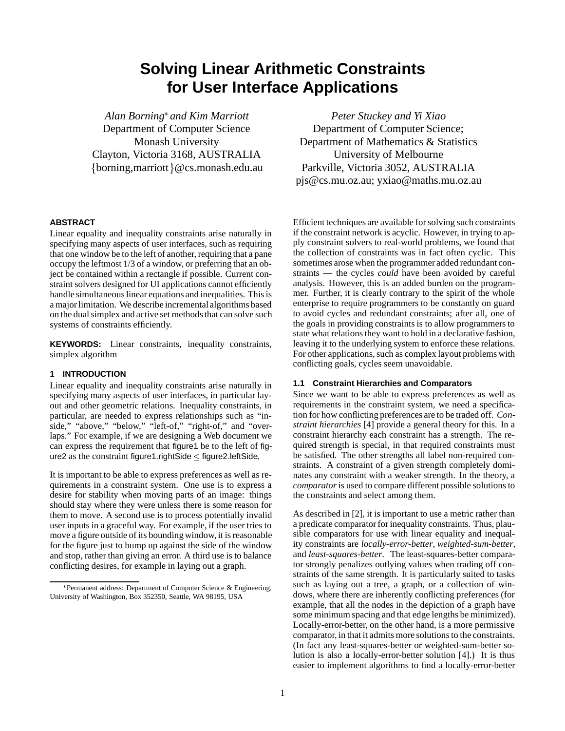# Solving Linear Arithmetic Constraints for User Interface Applications

*Alan Borning*[*] *and Kim Marriott*
Department of Computer Science
Monash University
Clayton, Victoria 3168, AUSTRALIA
{borning,marriott}@cs.monash.edu.au

*Peter Stuckey and Yi Xiao*
Department of Computer Science;
Department of Mathematics & Statistics
University of Melbourne
Parkville, Victoria 3052, AUSTRALIA
pjs@cs.mu.oz.au; yxiao@maths.mu.oz.au

**ABSTRACT**

Linear equality and inequality constraints arise naturally in specifying many aspects of user interfaces, such as requiring that one window be to the left of another, requiring that a pane occupy the leftmost 1/3 of a window, or preferring that an object be contained within a rectangle if possible. Current constraint solvers designed for UI applications cannot efficiently handle simultaneous linear equations and inequalities. This is a major limitation. We describe incremental algorithms based on the dual simplex and active set methods that can solve such systems of constraints efficiently.

**KEYWORDS:** Linear constraints, inequality constraints, simplex algorithm

## 1 INTRODUCTION

Linear equality and inequality constraints arise naturally in specifying many aspects of user interfaces, in particular layout and other geometric relations. Inequality constraints, in particular, are needed to express relationships such as "inside," "above," "below," "left-of," "right-of," and "overlaps." For example, if we are designing a Web document we can express the requirement that figure1 be to the left of figure2 as the constraint figure1.rightSide $\leq$ figure2.leftSide.

It is important to be able to express preferences as well as requirements in a constraint system. One use is to express a desire for stability when moving parts of an image: things should stay where they were unless there is some reason for them to move. A second use is to process potentially invalid user inputs in a graceful way. For example, if the user tries to move a figure outside of its bounding window, it is reasonable for the figure just to bump up against the side of the window and stop, rather than giving an error. A third use is to balance conflicting desires, for example in laying out a graph.

Efficient techniques are available for solving such constraints if the constraint network is acyclic. However, in trying to apply constraint solvers to real-world problems, we found that the collection of constraints was in fact often cyclic. This sometimes arose when the programmer added redundant constraints — the cycles *could* have been avoided by careful analysis. However, this is an added burden on the programmer. Further, it is clearly contrary to the spirit of the whole enterprise to require programmers to be constantly on guard to avoid cycles and redundant constraints; after all, one of the goals in providing constraints is to allow programmers to state what relations they want to hold in a declarative fashion, leaving it to the underlying system to enforce these relations. For other applications, such as complex layout problems with conflicting goals, cycles seem unavoidable.

### 1.1 Constraint Hierarchies and Comparators

Since we want to be able to express preferences as well as requirements in the constraint system, we need a specification for how conflicting preferences are to be traded off. *Constraint hierarchies* [4] provide a general theory for this. In a constraint hierarchy each constraint has a strength. The required strength is special, in that required constraints must be satisfied. The other strengths all label non-required constraints. A constraint of a given strength completely dominates any constraint with a weaker strength. In the theory, a *comparator* is used to compare different possible solutions to the constraints and select among them.

As described in [2], it is important to use a metric rather than a predicate comparator for inequality constraints. Thus, plausible comparators for use with linear equality and inequality constraints are *locally-error-better*, *weighted-sum-better*, and *least-squares-better*. The least-squares-better comparator strongly penalizes outlying values when trading off constraints of the same strength. It is particularly suited to tasks such as laying out a tree, a graph, or a collection of windows, where there are inherently conflicting preferences (for example, that all the nodes in the depiction of a graph have some minimum spacing and that edge lengths be minimized). Locally-error-better, on the other hand, is a more permissive comparator, in that it admits more solutions to the constraints. (In fact any least-squares-better or weighted-sum-better solution is also a locally-error-better solution [4].) It is thus easier to implement algorithms to find a locally-error-better

[*] Permanent address: Department of Computer Science & Engineering, University of Washington, Box 352350, Seattle, WA 98195, USA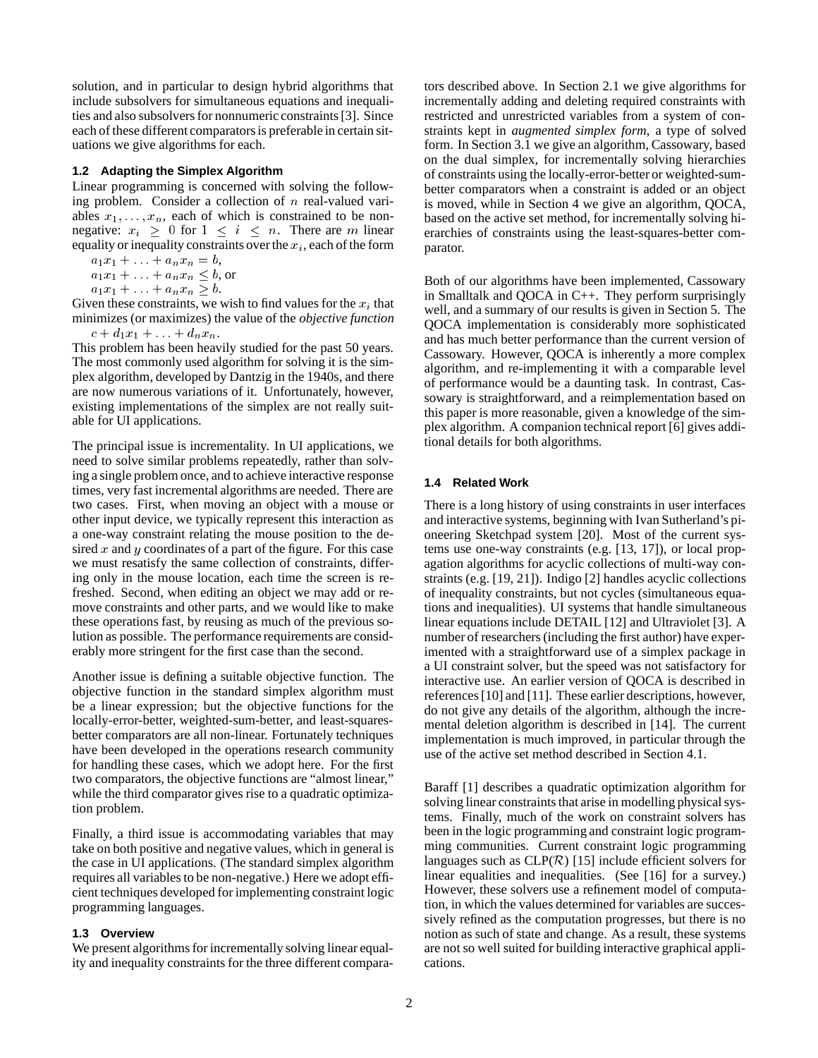solution, and in particular to design hybrid algorithms that include subsolvers for simultaneous equations and inequalities and also subsolvers for nonnumeric constraints [3]. Since each of these different comparators is preferable in certain situations we give algorithms for each.

### 1.2 Adapting the Simplex Algorithm

Linear programming is concerned with solving the following problem. Consider a collection of $n$ real-valued variables $x_1, \ldots, x_n$, each of which is constrained to be non-negative: $x_i \geq 0$ for $1 \leq i \leq n$. There are $m$ linear equality or inequality constraints over the $x_i$, each of the form

$a_1x_1 + \ldots + a_nx_n = b$,
$a_1x_1 + \ldots + a_nx_n \leq b$, or
$a_1x_1 + \ldots + a_nx_n \geq b$.

Given these constraints, we wish to find values for the $x_i$ that minimizes (or maximizes) the value of the *objective function*

$c + d_1x_1 + \ldots + d_nx_n$.

This problem has been heavily studied for the past 50 years. The most commonly used algorithm for solving it is the simplex algorithm, developed by Dantzig in the 1940s, and there are now numerous variations of it. Unfortunately, however, existing implementations of the simplex are not really suitable for UI applications.

The principal issue is incrementality. In UI applications, we need to solve similar problems repeatedly, rather than solving a single problem once, and to achieve interactive response times, very fast incremental algorithms are needed. There are two cases. First, when moving an object with a mouse or other input device, we typically represent this interaction as a one-way constraint relating the mouse position to the desired $x$ and $y$ coordinates of a part of the figure. For this case we must resatisfy the same collection of constraints, differing only in the mouse location, each time the screen is refreshed. Second, when editing an object we may add or remove constraints and other parts, and we would like to make these operations fast, by reusing as much of the previous solution as possible. The performance requirements are considerably more stringent for the first case than the second.

Another issue is defining a suitable objective function. The objective function in the standard simplex algorithm must be a linear expression; but the objective functions for the locally-error-better, weighted-sum-better, and least-squares-better comparators are all non-linear. Fortunately techniques have been developed in the operations research community for handling these cases, which we adopt here. For the first two comparators, the objective functions are "almost linear," while the third comparator gives rise to a quadratic optimization problem.

Finally, a third issue is accommodating variables that may take on both positive and negative values, which in general is the case in UI applications. (The standard simplex algorithm requires all variables to be non-negative.) Here we adopt efficient techniques developed for implementing constraint logic programming languages.

### 1.3 Overview

We present algorithms for incrementally solving linear equality and inequality constraints for the three different comparators described above. In Section 2.1 we give algorithms for incrementally adding and deleting required constraints with restricted and unrestricted variables from a system of constraints kept in *augmented simplex form*, a type of solved form. In Section 3.1 we give an algorithm, Cassowary, based on the dual simplex, for incrementally solving hierarchies of constraints using the locally-error-better or weighted-sum-better comparators when a constraint is added or an object is moved, while in Section 4 we give an algorithm, QOCA, based on the active set method, for incrementally solving hierarchies of constraints using the least-squares-better comparator.

Both of our algorithms have been implemented, Cassowary in Smalltalk and QOCA in C++. They perform surprisingly well, and a summary of our results is given in Section 5. The QOCA implementation is considerably more sophisticated and has much better performance than the current version of Cassowary. However, QOCA is inherently a more complex algorithm, and re-implementing it with a comparable level of performance would be a daunting task. In contrast, Cassowary is straightforward, and a reimplementation based on this paper is more reasonable, given a knowledge of the simplex algorithm. A companion technical report [6] gives additional details for both algorithms.

### 1.4 Related Work

There is a long history of using constraints in user interfaces and interactive systems, beginning with Ivan Sutherland's pioneering Sketchpad system [20]. Most of the current systems use one-way constraints (e.g. [13, 17]), or local propagation algorithms for acyclic collections of multi-way constraints (e.g. [19, 21]). Indigo [2] handles acyclic collections of inequality constraints, but not cycles (simultaneous equations and inequalities). UI systems that handle simultaneous linear equations include DETAIL [12] and Ultraviolet [3]. A number of researchers (including the first author) have experimented with a straightforward use of a simplex package in a UI constraint solver, but the speed was not satisfactory for interactive use. An earlier version of QOCA is described in references [10] and [11]. These earlier descriptions, however, do not give any details of the algorithm, although the incremental deletion algorithm is described in [14]. The current implementation is much improved, in particular through the use of the active set method described in Section 4.1.

Baraff [1] describes a quadratic optimization algorithm for solving linear constraints that arise in modelling physical systems. Finally, much of the work on constraint solvers has been in the logic programming and constraint logic programming communities. Current constraint logic programming languages such as CLP($\mathcal{R}$) [15] include efficient solvers for linear equalities and inequalities. (See [16] for a survey.) However, these solvers use a refinement model of computation, in which the values determined for variables are successively refined as the computation progresses, but there is no notion as such of state and change. As a result, these systems are not so well suited for building interactive graphical applications.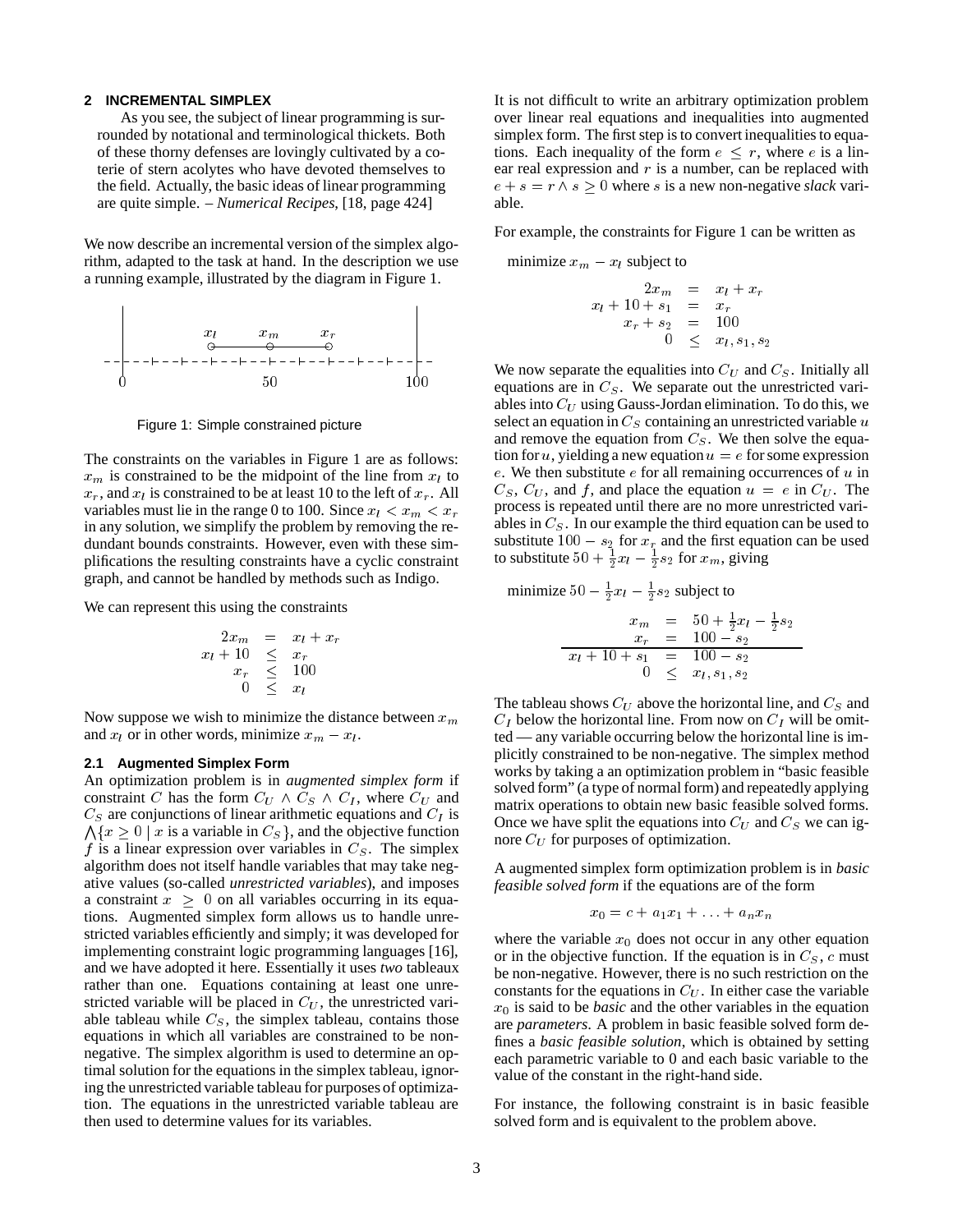## 2 INCREMENTAL SIMPLEX

> As you see, the subject of linear programming is surrounded by notational and terminological thickets. Both of these thorny defenses are lovingly cultivated by a coterie of stern acolytes who have devoted themselves to the field. Actually, the basic ideas of linear programming are quite simple. – *Numerical Recipes*, [18, page 424]

We now describe an incremental version of the simplex algorithm, adapted to the task at hand. In the description we use a running example, illustrated by the diagram in Figure 1.

Figure 1: Simple constrained picture

The constraints on the variables in Figure 1 are as follows: $x_m$ is constrained to be the midpoint of the line from $x_l$ to $x_r$, and $x_l$ is constrained to be at least 10 to the left of $x_r$. All variables must lie in the range 0 to 100. Since $x_l < x_m < x_r$ in any solution, we simplify the problem by removing the redundant bounds constraints. However, even with these simplifications the resulting constraints have a cyclic constraint graph, and cannot be handled by methods such as Indigo.

We can represent this using the constraints

$$\begin{aligned} 2x_m &= x_l + x_r \\ x_l + 10 &\leq x_r \\ x_r &\leq 100 \\ 0 &\leq x_l \end{aligned}$$

Now suppose we wish to minimize the distance between $x_m$ and $x_l$ or in other words, minimize $x_m - x_l$.

### 2.1 Augmented Simplex Form

An optimization problem is in *augmented simplex form* if constraint $C$ has the form $C_U \wedge C_S \wedge C_I$, where $C_U$ and $C_S$ are conjunctions of linear arithmetic equations and $C_I$ is $\bigwedge\{x \geq 0 \mid x \text{ is a variable in } C_S\}$, and the objective function $f$ is a linear expression over variables in $C_S$. The simplex algorithm does not itself handle variables that may take negative values (so-called *unrestricted variables*), and imposes a constraint $x \geq 0$ on all variables occurring in its equations. Augmented simplex form allows us to handle unrestricted variables efficiently and simply; it was developed for implementing constraint logic programming languages [16], and we have adopted it here. Essentially it uses *two* tableaux rather than one. Equations containing at least one unrestricted variable will be placed in $C_U$, the unrestricted variable tableau while $C_S$, the simplex tableau, contains those equations in which all variables are constrained to be non-negative. The simplex algorithm is used to determine an optimal solution for the equations in the simplex tableau, ignoring the unrestricted variable tableau for purposes of optimization. The equations in the unrestricted variable tableau are then used to determine values for its variables.

It is not difficult to write an arbitrary optimization problem over linear real equations and inequalities into augmented simplex form. The first step is to convert inequalities to equations. Each inequality of the form $e \leq r$, where $e$ is a linear real expression and $r$ is a number, can be replaced with $e + s = r \wedge s \geq 0$ where $s$ is a new non-negative *slack* variable.

For example, the constraints for Figure 1 can be written as

minimize $x_m - x_l$ subject to

$$\begin{aligned} 2x_m &= x_l + x_r \\ x_l + 10 + s_1 &= x_r \\ x_r + s_2 &= 100 \\ 0 &\leq x_l, s_1, s_2 \end{aligned}$$

We now separate the equalities into $C_U$ and $C_S$. Initially all equations are in $C_S$. We separate out the unrestricted variables into $C_U$ using Gauss-Jordan elimination. To do this, we select an equation in $C_S$ containing an unrestricted variable $u$ and remove the equation from $C_S$. We then solve the equation for $u$, yielding a new equation $u = e$ for some expression $e$. We then substitute $e$ for all remaining occurrences of $u$ in $C_S$, $C_U$, and $f$, and place the equation $u = e$ in $C_U$. The process is repeated until there are no more unrestricted variables in $C_S$. In our example the third equation can be used to substitute $100 - s_2$ for $x_r$ and the first equation can be used to substitute $50 + \frac{1}{2}x_l - \frac{1}{2}s_2$ for $x_m$, giving

minimize $50 - \frac{1}{2}x_l - \frac{1}{2}s_2$ subject to

$$\begin{aligned} x_m &= 50 + \tfrac{1}{2}x_l - \tfrac{1}{2}s_2 \\ x_r &= 100 - s_2 \\ \hline x_l + 10 + s_1 &= 100 - s_2 \\ 0 &\leq x_l, s_1, s_2 \end{aligned}$$

The tableau shows $C_U$ above the horizontal line, and $C_S$ and $C_I$ below the horizontal line. From now on $C_I$ will be omitted — any variable occurring below the horizontal line is implicitly constrained to be non-negative. The simplex method works by taking a an optimization problem in "basic feasible solved form" (a type of normal form) and repeatedly applying matrix operations to obtain new basic feasible solved forms. Once we have split the equations into $C_U$ and $C_S$ we can ignore $C_U$ for purposes of optimization.

A augmented simplex form optimization problem is in *basic feasible solved form* if the equations are of the form

$$x_0 = c + a_1 x_1 + \ldots + a_n x_n$$

where the variable $x_0$ does not occur in any other equation or in the objective function. If the equation is in $C_S$, $c$ must be non-negative. However, there is no such restriction on the constants for the equations in $C_U$. In either case the variable $x_0$ is said to be *basic* and the other variables in the equation are *parameters*. A problem in basic feasible solved form defines a *basic feasible solution*, which is obtained by setting each parametric variable to 0 and each basic variable to the value of the constant in the right-hand side.

For instance, the following constraint is in basic feasible solved form and is equivalent to the problem above.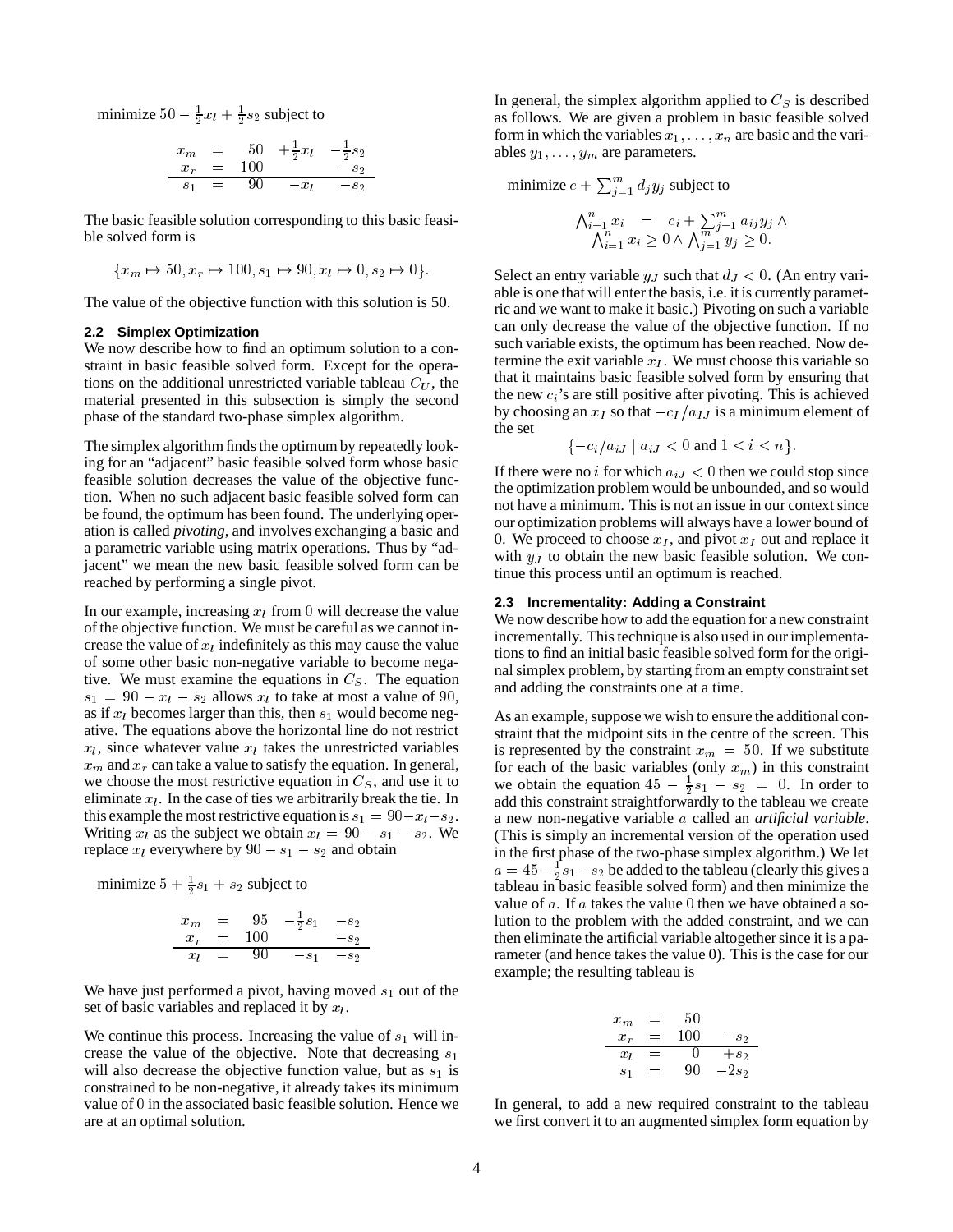minimize $50 - \frac{1}{2}x_l + \frac{1}{2}s_2$ subject to

$$\begin{array}{rcrrr} x_m & = & 50 & +\frac{1}{2}x_l & -\frac{1}{2}s_2 \\ x_r & = & 100 & & -s_2 \\ \hline s_1 & = & 90 & -x_l & -s_2 \end{array}$$

The basic feasible solution corresponding to this basic feasible solved form is

$$\{x_m \mapsto 50, x_r \mapsto 100, s_1 \mapsto 90, x_l \mapsto 0, s_2 \mapsto 0\}.$$

The value of the objective function with this solution is 50.

### 2.2 Simplex Optimization

We now describe how to find an optimum solution to a constraint in basic feasible solved form. Except for the operations on the additional unrestricted variable tableau $C_U$, the material presented in this subsection is simply the second phase of the standard two-phase simplex algorithm.

The simplex algorithm finds the optimum by repeatedly looking for an "adjacent" basic feasible solved form whose basic feasible solution decreases the value of the objective function. When no such adjacent basic feasible solved form can be found, the optimum has been found. The underlying operation is called *pivoting*, and involves exchanging a basic and a parametric variable using matrix operations. Thus by "adjacent" we mean the new basic feasible solved form can be reached by performing a single pivot.

In our example, increasing $x_l$ from $0$ will decrease the value of the objective function. We must be careful as we cannot increase the value of $x_l$ indefinitely as this may cause the value of some other basic non-negative variable to become negative. We must examine the equations in $C_S$. The equation $s_1 = 90 - x_l - s_2$ allows $x_l$ to take at most a value of $90$, as if $x_l$ becomes larger than this, then $s_1$ would become negative. The equations above the horizontal line do not restrict $x_l$, since whatever value $x_l$ takes the unrestricted variables $x_m$ and $x_r$ can take a value to satisfy the equation. In general, we choose the most restrictive equation in $C_S$, and use it to eliminate $x_l$. In the case of ties we arbitrarily break the tie. In this example the most restrictive equation is $s_1 = 90 - x_l - s_2$. Writing $x_l$ as the subject we obtain $x_l = 90 - s_1 - s_2$. We replace $x_l$ everywhere by $90 - s_1 - s_2$ and obtain

minimize $5 + \frac{1}{2}s_1 + s_2$ subject to

$$\begin{array}{rcrrr} x_m & = & 95 & -\frac{1}{2}s_1 & -s_2 \\ x_r & = & 100 & & -s_2 \\ \hline x_l & = & 90 & -s_1 & -s_2 \end{array}$$

We have just performed a pivot, having moved $s_1$ out of the set of basic variables and replaced it by $x_l$.

We continue this process. Increasing the value of $s_1$ will increase the value of the objective. Note that decreasing $s_1$ will also decrease the objective function value, but as $s_1$ is constrained to be non-negative, it already takes its minimum value of $0$ in the associated basic feasible solution. Hence we are at an optimal solution.

In general, the simplex algorithm applied to $C_S$ is described as follows. We are given a problem in basic feasible solved form in which the variables $x_1, \ldots, x_n$ are basic and the variables $y_1, \ldots, y_m$ are parameters.

minimize $e + \sum_{j=1}^{m} d_j y_j$ subject to

$$\begin{array}{rcl} \bigwedge_{i=1}^{n} x_i & = & c_i + \sum_{j=1}^{m} a_{ij} y_j \wedge \\ & & \bigwedge_{i=1}^{n} x_i \geq 0 \wedge \bigwedge_{j=1}^{m} y_j \geq 0. \end{array}$$

Select an entry variable $y_J$ such that $d_J < 0$. (An entry variable is one that will enter the basis, i.e. it is currently parametric and we want to make it basic.) Pivoting on such a variable can only decrease the value of the objective function. If no such variable exists, the optimum has been reached. Now determine the exit variable $x_I$. We must choose this variable so that it maintains basic feasible solved form by ensuring that the new $c_i$'s are still positive after pivoting. This is achieved by choosing an $x_I$ so that $-c_I/a_{IJ}$ is a minimum element of the set

$$\{-c_i/a_{iJ} \mid a_{iJ} < 0 \text{ and } 1 \leq i \leq n\}.$$

If there were no $i$ for which $a_{iJ} < 0$ then we could stop since the optimization problem would be unbounded, and so would not have a minimum. This is not an issue in our context since our optimization problems will always have a lower bound of 0. We proceed to choose $x_I$, and pivot $x_I$ out and replace it with $y_J$ to obtain the new basic feasible solution. We continue this process until an optimum is reached.

### 2.3 Incrementality: Adding a Constraint

We now describe how to add the equation for a new constraint incrementally. This technique is also used in our implementations to find an initial basic feasible solved form for the original simplex problem, by starting from an empty constraint set and adding the constraints one at a time.

As an example, suppose we wish to ensure the additional constraint that the midpoint sits in the centre of the screen. This is represented by the constraint $x_m = 50$. If we substitute for each of the basic variables (only $x_m$) in this constraint we obtain the equation $45 - \frac{1}{2}s_1 - s_2 = 0$. In order to add this constraint straightforwardly to the tableau we create a new non-negative variable $a$ called an *artificial variable*. (This is simply an incremental version of the operation used in the first phase of the two-phase simplex algorithm.) We let $a = 45 - \frac{1}{2}s_1 - s_2$ be added to the tableau (clearly this gives a tableau in basic feasible solved form) and then minimize the value of $a$. If $a$ takes the value $0$ then we have obtained a solution to the problem with the added constraint, and we can then eliminate the artificial variable altogether since it is a parameter (and hence takes the value 0). This is the case for our example; the resulting tableau is

$$\begin{array}{rcrr} x_m & = & 50 & \\ x_r & = & 100 & -s_2 \\ \hline x_l & = & 0 & +s_2 \\ s_1 & = & 90 & -2s_2 \end{array}$$

In general, to add a new required constraint to the tableau we first convert it to an augmented simplex form equation by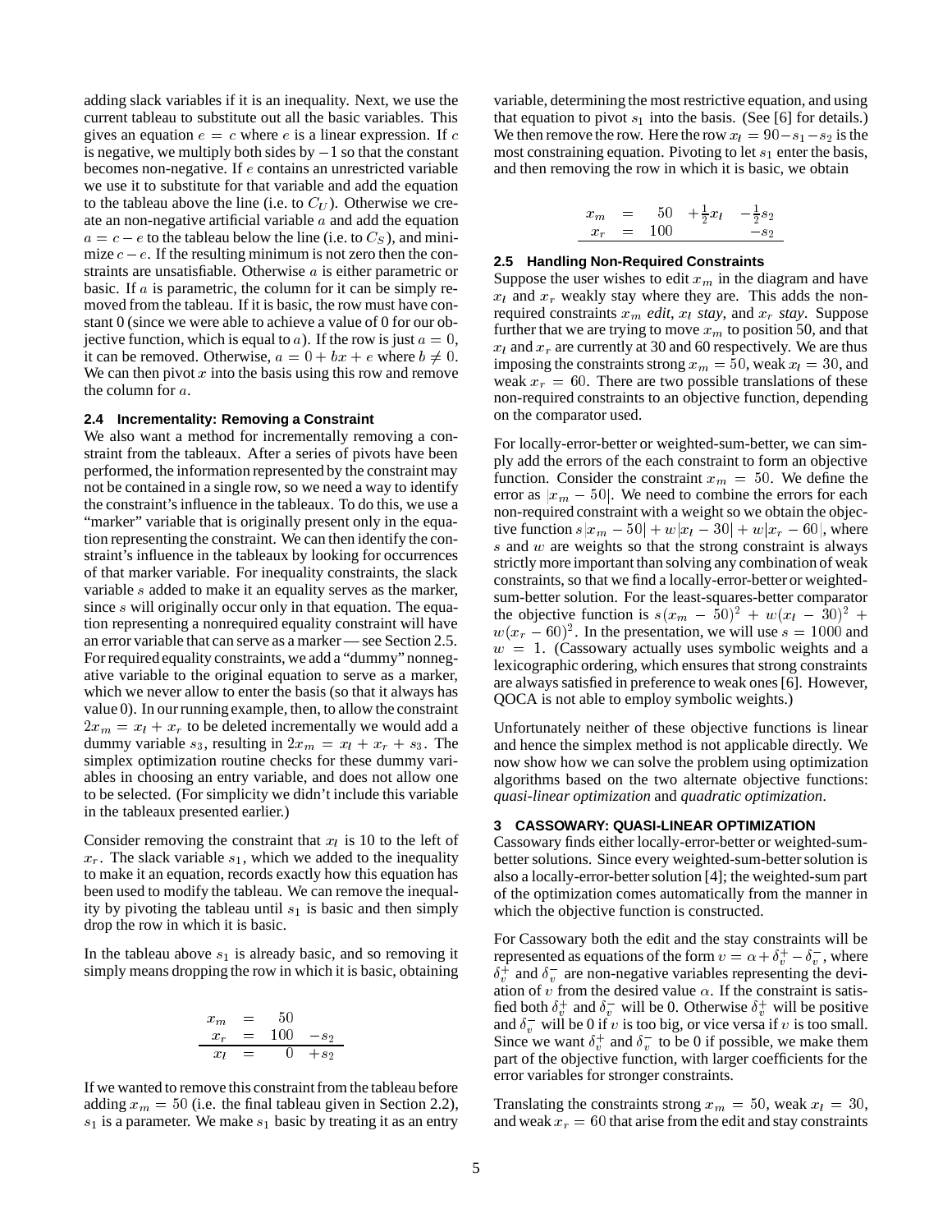adding slack variables if it is an inequality. Next, we use the current tableau to substitute out all the basic variables. This gives an equation $e = c$ where $e$ is a linear expression. If $c$ is negative, we multiply both sides by $-1$ so that the constant becomes non-negative. If $e$ contains an unrestricted variable we use it to substitute for that variable and add the equation to the tableau above the line (i.e. to $C_U$). Otherwise we create an non-negative artificial variable $a$ and add the equation $a = c - e$ to the tableau below the line (i.e. to $C_S$), and minimize $c - e$. If the resulting minimum is not zero then the constraints are unsatisfiable. Otherwise $a$ is either parametric or basic. If $a$ is parametric, the column for it can be simply removed from the tableau. If it is basic, the row must have constant 0 (since we were able to achieve a value of 0 for our objective function, which is equal to $a$). If the row is just $a = 0$, it can be removed. Otherwise, $a = 0 + bx + e$ where $b \neq 0$. We can then pivot $x$ into the basis using this row and remove the column for $a$.

### 2.4 Incrementality: Removing a Constraint

We also want a method for incrementally removing a constraint from the tableaux. After a series of pivots have been performed, the information represented by the constraint may not be contained in a single row, so we need a way to identify the constraint's influence in the tableaux. To do this, we use a "marker" variable that is originally present only in the equation representing the constraint. We can then identify the constraint's influence in the tableaux by looking for occurrences of that marker variable. For inequality constraints, the slack variable $s$ added to make it an equality serves as the marker, since $s$ will originally occur only in that equation. The equation representing a nonrequired equality constraint will have an error variable that can serve as a marker — see Section 2.5. For required equality constraints, we add a "dummy" nonnegative variable to the original equation to serve as a marker, which we never allow to enter the basis (so that it always has value 0). In our running example, then, to allow the constraint $2x_m = x_l + x_r$ to be deleted incrementally we would add a dummy variable $s_3$, resulting in $2x_m = x_l + x_r + s_3$. The simplex optimization routine checks for these dummy variables in choosing an entry variable, and does not allow one to be selected. (For simplicity we didn't include this variable in the tableaux presented earlier.)

Consider removing the constraint that $x_l$ is 10 to the left of $x_r$. The slack variable $s_1$, which we added to the inequality to make it an equation, records exactly how this equation has been used to modify the tableau. We can remove the inequality by pivoting the tableau until $s_1$ is basic and then simply drop the row in which it is basic.

In the tableau above $s_1$ is already basic, and so removing it simply means dropping the row in which it is basic, obtaining

$$
\begin{array}{rcll}
x_m & = & 50 & \\
x_r & = & 100 & -s_2 \\
\hline
x_l & = & 0 & +s_2
\end{array}
$$

If we wanted to remove this constraint from the tableau before adding $x_m = 50$ (i.e. the final tableau given in Section 2.2), $s_1$ is a parameter. We make $s_1$ basic by treating it as an entry variable, determining the most restrictive equation, and using that equation to pivot $s_1$ into the basis. (See [6] for details.) We then remove the row. Here the row $x_l = 90 - s_1 - s_2$ is the most constraining equation. Pivoting to let $s_1$ enter the basis, and then removing the row in which it is basic, we obtain

$$
\begin{array}{rclll}
x_m & = & 50 & +\frac{1}{2}x_l & -\frac{1}{2}s_2 \\
x_r & = & 100 & & -s_2 \\
\hline
\end{array}
$$

### 2.5 Handling Non-Required Constraints

Suppose the user wishes to edit $x_m$ in the diagram and have $x_l$ and $x_r$ weakly stay where they are. This adds the non-required constraints $x_m$ *edit*, $x_l$ *stay*, and $x_r$ *stay*. Suppose further that we are trying to move $x_m$ to position 50, and that $x_l$ and $x_r$ are currently at 30 and 60 respectively. We are thus imposing the constraints strong $x_m = 50$, weak $x_l = 30$, and weak $x_r = 60$. There are two possible translations of these non-required constraints to an objective function, depending on the comparator used.

For locally-error-better or weighted-sum-better, we can simply add the errors of the each constraint to form an objective function. Consider the constraint $x_m = 50$. We define the error as $|x_m - 50|$. We need to combine the errors for each non-required constraint with a weight so we obtain the objective function $s|x_m - 50| + w|x_l - 30| + w|x_r - 60|$, where $s$ and $w$ are weights so that the strong constraint is always strictly more important than solving any combination of weak constraints, so that we find a locally-error-better or weighted-sum-better solution. For the least-squares-better comparator the objective function is $s(x_m - 50)^2 + w(x_l - 30)^2 + w(x_r - 60)^2$. In the presentation, we will use $s = 1000$ and $w = 1$. (Cassowary actually uses symbolic weights and a lexicographic ordering, which ensures that strong constraints are always satisfied in preference to weak ones [6]. However, QOCA is not able to employ symbolic weights.)

Unfortunately neither of these objective functions is linear and hence the simplex method is not applicable directly. We now show how we can solve the problem using optimization algorithms based on the two alternate objective functions: *quasi-linear optimization* and *quadratic optimization*.

## 3 CASSOWARY: QUASI-LINEAR OPTIMIZATION

Cassowary finds either locally-error-better or weighted-sum-better solutions. Since every weighted-sum-better solution is also a locally-error-better solution [4]; the weighted-sum part of the optimization comes automatically from the manner in which the objective function is constructed.

For Cassowary both the edit and the stay constraints will be represented as equations of the form $v = \alpha + \delta_v^+ - \delta_v^-$, where $\delta_v^+$ and $\delta_v^-$ are non-negative variables representing the deviation of $v$ from the desired value $\alpha$. If the constraint is satisfied both $\delta_v^+$ and $\delta_v^-$ will be 0. Otherwise $\delta_v^+$ will be positive and $\delta_v^-$ will be 0 if $v$ is too big, or vice versa if $v$ is too small. Since we want $\delta_v^+$ and $\delta_v^-$ to be 0 if possible, we make them part of the objective function, with larger coefficients for the error variables for stronger constraints.

Translating the constraints strong $x_m = 50$, weak $x_l = 30$, and weak $x_r = 60$ that arise from the edit and stay constraints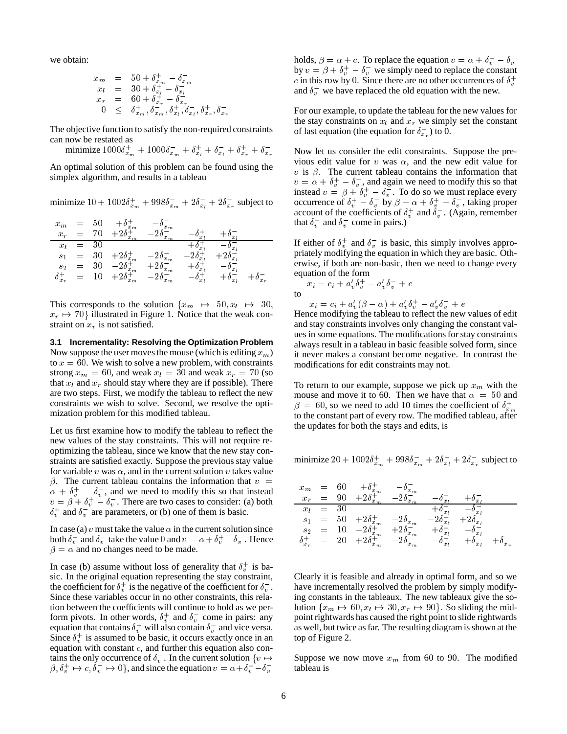we obtain:

$$
\begin{array}{rcl}
x_m & = & 50 + \delta^+_{x_m} - \delta^-_{x_m} \\
x_l & = & 30 + \delta^+_{x_l} - \delta^-_{x_l} \\
x_r & = & 60 + \delta^+_{x_r} - \delta^-_{x_r} \\
0 & \leq & \delta^+_{x_m}, \delta^-_{x_m}, \delta^+_{x_l}, \delta^-_{x_l}, \delta^+_{x_r}, \delta^-_{x_r}
\end{array}
$$

The objective function to satisfy the non-required constraints can now be restated as

minimize $1000\delta^+_{x_m} + 1000\delta^-_{x_m} + \delta^+_{x_l} + \delta^-_{x_l} + \delta^+_{x_r} + \delta^-_{x_r}$

An optimal solution of this problem can be found using the simplex algorithm, and results in a tableau

minimize $10 + 1002\delta^+_{x_m} + 998\delta^-_{x_m} + 2\delta^-_{x_l} + 2\delta^-_{x_r}$ subject to

$$
\begin{array}{rclllll}
x_m & = & 50 & +\delta^+_{x_m} & -\delta^-_{x_m} & & \\
x_r & = & 70 & +2\delta^+_{x_m} & -2\delta^-_{x_m} & -\delta^+_{x_l} & +\delta^-_{x_l} \\
\hline
x_l & = & 30 & & & +\delta^+_{x_l} & -\delta^-_{x_l} \\
s_1 & = & 30 & +2\delta^+_{x_m} & -2\delta^-_{x_m} & -2\delta^+_{x_l} & +2\delta^-_{x_l} \\
s_2 & = & 30 & -2\delta^+_{x_m} & +2\delta^-_{x_m} & +\delta^+_{x_l} & -\delta^-_{x_l} \\
\delta^+_{x_r} & = & 10 & +2\delta^+_{x_m} & -2\delta^-_{x_m} & -\delta^+_{x_l} & +\delta^-_{x_l} \quad +\delta^-_{x_r}
\end{array}
$$

This corresponds to the solution $\{x_m \mapsto 50, x_l \mapsto 30, x_r \mapsto 70\}$ illustrated in Figure 1. Notice that the weak constraint on $x_r$ is not satisfied.

### 3.1 Incrementality: Resolving the Optimization Problem

Now suppose the user moves the mouse (which is editing $x_m$) to $x = 60$. We wish to solve a new problem, with constraints strong $x_m = 60$, and weak $x_l = 30$ and weak $x_r = 70$ (so that $x_l$ and $x_r$ should stay where they are if possible). There are two steps. First, we modify the tableau to reflect the new constraints we wish to solve. Second, we resolve the optimization problem for this modified tableau.

Let us first examine how to modify the tableau to reflect the new values of the stay constraints. This will not require re-optimizing the tableau, since we know that the new stay constraints are satisfied exactly. Suppose the previous stay value for variable $v$ was $\alpha$, and in the current solution $v$ takes value $\beta$. The current tableau contains the information that $v = \alpha + \delta^+_v - \delta^-_v$, and we need to modify this so that instead $v = \beta + \delta^+_v - \delta^-_v$. There are two cases to consider: (a) both $\delta^+_v$ and $\delta^-_v$ are parameters, or (b) one of them is basic.

In case (a) $v$ must take the value $\alpha$ in the current solution since both $\delta^+_v$ and $\delta^-_v$ take the value 0 and $v = \alpha + \delta^+_v - \delta^-_v$. Hence $\beta = \alpha$ and no changes need to be made.

In case (b) assume without loss of generality that $\delta^+_v$ is basic. In the original equation representing the stay constraint, the coefficient for $\delta^+_v$ is the negative of the coefficient for $\delta^-_v$. Since these variables occur in no other constraints, this relation between the coefficients will continue to hold as we perform pivots. In other words, $\delta^+_v$ and $\delta^-_v$ come in pairs: any equation that contains $\delta^+_v$ will also contain $\delta^-_v$ and vice versa. Since $\delta^+_v$ is assumed to be basic, it occurs exactly once in an equation with constant $c$, and further this equation also contains the only occurrence of $\delta^-_v$. In the current solution $\{v \mapsto \beta, \delta^+_v \mapsto c, \delta^-_v \mapsto 0\}$, and since the equation $v = \alpha + \delta^+_v - \delta^-_v$ holds, $\beta = \alpha + c$. To replace the equation $v = \alpha + \delta^+_v - \delta^-_v$ by $v = \beta + \delta^+_v - \delta^-_v$ we simply need to replace the constant $c$ in this row by 0. Since there are no other occurrences of $\delta^+_v$ and $\delta^-_v$ we have replaced the old equation with the new.

For our example, to update the tableau for the new values for the stay constraints on $x_l$ and $x_r$ we simply set the constant of last equation (the equation for $\delta^+_{x_r}$) to 0.

Now let us consider the edit constraints. Suppose the previous edit value for $v$ was $\alpha$, and the new edit value for $v$ is $\beta$. The current tableau contains the information that $v = \alpha + \delta^+_v - \delta^-_v$, and again we need to modify this so that instead $v = \beta + \delta^+_v - \delta^-_v$. To do so we must replace every occurrence of $\delta^+_v - \delta^-_v$ by $\beta - \alpha + \delta^+_v - \delta^-_v$, taking proper account of the coefficients of $\delta^+_v$ and $\delta^-_v$. (Again, remember that $\delta^+_v$ and $\delta^-_v$ come in pairs.)

If either of $\delta^+_v$ and $\delta^-_v$ is basic, this simply involves appropriately modifying the equation in which they are basic. Otherwise, if both are non-basic, then we need to change every equation of the form

$x_i = c_i + a'_v \delta^+_v - a'_v \delta^-_v + e$

to

$x_i = c_i + a'_v(\beta - \alpha) + a'_v \delta^+_v - a'_v \delta^-_v + e$

Hence modifying the tableau to reflect the new values of edit and stay constraints involves only changing the constant values in some equations. The modifications for stay constraints always result in a tableau in basic feasible solved form, since it never makes a constant become negative. In contrast the modifications for edit constraints may not.

To return to our example, suppose we pick up $x_m$ with the mouse and move it to 60. Then we have that $\alpha = 50$ and $\beta = 60$, so we need to add 10 times the coefficient of $\delta^+_{x_m}$ to the constant part of every row. The modified tableau, after the updates for both the stays and edits, is

minimize $20 + 1002\delta^+_{x_m} + 998\delta^-_{x_m} + 2\delta^-_{x_l} + 2\delta^-_{x_r}$ subject to

$$
\begin{array}{rclllll}
x_m & = & 60 & +\delta^+_{x_m} & -\delta^-_{x_m} & & \\
x_r & = & 90 & +2\delta^+_{x_m} & -2\delta^-_{x_m} & -\delta^+_{x_l} & +\delta^-_{x_l} \\
\hline
x_l & = & 30 & & & +\delta^+_{x_l} & -\delta^-_{x_l} \\
s_1 & = & 50 & +2\delta^+_{x_m} & -2\delta^-_{x_m} & -2\delta^+_{x_l} & +2\delta^-_{x_l} \\
s_2 & = & 10 & -2\delta^+_{x_m} & +2\delta^-_{x_m} & +\delta^+_{x_l} & -\delta^-_{x_l} \\
\delta^+_{x_r} & = & 20 & +2\delta^+_{x_m} & -2\delta^-_{x_m} & -\delta^+_{x_l} & +\delta^-_{x_l} \quad +\delta^-_{x_r}
\end{array}
$$

Clearly it is feasible and already in optimal form, and so we have incrementally resolved the problem by simply modifying constants in the tableaux. The new tableaux give the solution $\{x_m \mapsto 60, x_l \mapsto 30, x_r \mapsto 90\}$. So sliding the midpoint rightwards has caused the right point to slide rightwards as well, but twice as far. The resulting diagram is shown at the top of Figure 2.

Suppose we now move $x_m$ from 60 to 90. The modified tableau is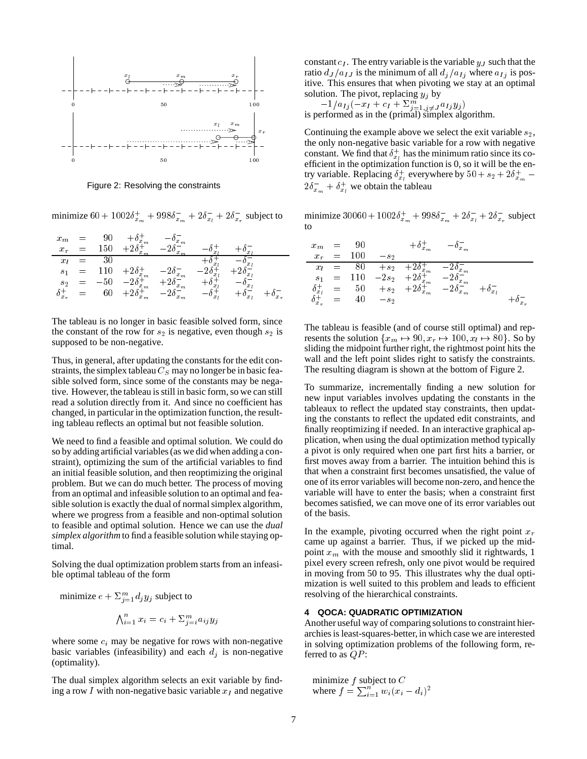Figure 2: Resolving the constraints

minimize $60 + 1002\delta^+_{x_m} + 998\delta^-_{x_m} + 2\delta^-_{x_l} + 2\delta^-_{x_r}$ subject to

$$
\begin{array}{lcrlllll}
x_m & = & 90 & +\delta^+_{x_m} & -\delta^-_{x_m} & & & \\
x_r & = & 150 & +2\delta^+_{x_m} & -2\delta^-_{x_m} & -\delta^+_{x_l} & +\delta^-_{x_l} & \\
\hline
x_l & = & 30 & & & +\delta^+_{x_l} & -\delta^-_{x_l} & \\
s_1 & = & 110 & +2\delta^+_{x_m} & -2\delta^-_{x_m} & -2\delta^+_{x_l} & +2\delta^-_{x_l} & \\
s_2 & = & -50 & -2\delta^+_{x_m} & +2\delta^-_{x_m} & +\delta^+_{x_l} & -\delta^-_{x_l} & \\
\delta^+_{x_r} & = & 60 & +2\delta^+_{x_m} & -2\delta^-_{x_m} & -\delta^+_{x_l} & +\delta^-_{x_l} & +\delta^-_{x_r}
\end{array}
$$

The tableau is no longer in basic feasible solved form, since the constant of the row for $s_2$ is negative, even though $s_2$ is supposed to be non-negative.

Thus, in general, after updating the constants for the edit constraints, the simplex tableau $C_S$ may no longer be in basic feasible solved form, since some of the constants may be negative. However, the tableau is still in basic form, so we can still read a solution directly from it. And since no coefficient has changed, in particular in the optimization function, the resulting tableau reflects an optimal but not feasible solution.

We need to find a feasible and optimal solution. We could do so by adding artificial variables (as we did when adding a constraint), optimizing the sum of the artificial variables to find an initial feasible solution, and then reoptimizing the original problem. But we can do much better. The process of moving from an optimal and infeasible solution to an optimal and feasible solution is exactly the dual of normal simplex algorithm, where we progress from a feasible and non-optimal solution to feasible and optimal solution. Hence we can use the *dual simplex algorithm* to find a feasible solution while staying optimal.

Solving the dual optimization problem starts from an infeasible optimal tableau of the form

minimize $e + \Sigma_{j=1}^{m} d_j y_j$ subject to

$$\bigwedge_{i=1}^{n} x_i = c_i + \Sigma_{j=i}^{m} a_{ij} y_j$$

where some $c_i$ may be negative for rows with non-negative basic variables (infeasibility) and each $d_j$ is non-negative (optimality).

The dual simplex algorithm selects an exit variable by finding a row $I$ with non-negative basic variable $x_I$ and negative constant $c_I$. The entry variable is the variable $y_J$ such that the ratio $d_J / a_{IJ}$ is the minimum of all $d_j / a_{Ij}$ where $a_{Ij}$ is positive. This ensures that when pivoting we stay at an optimal solution. The pivot, replacing $y_j$ by
$-1/a_{Ij}(-x_I + c_I + \Sigma_{j=1, j \neq J}^{m} a_{Ij} y_j)$
is performed as in the (primal) simplex algorithm.

Continuing the example above we select the exit variable $s_2$, the only non-negative basic variable for a row with negative constant. We find that $\delta^+_{x_l}$ has the minimum ratio since its coefficient in the optimization function is 0, so it will be the entry variable. Replacing $\delta^+_{x_l}$ everywhere by $50 + s_2 + 2\delta^+_{x_m} - 2\delta^-_{x_m} + \delta^+_{x_l}$ we obtain the tableau

minimize $30060 + 1002\delta^+_{x_m} + 998\delta^-_{x_m} + 2\delta^-_{x_l} + 2\delta^-_{x_r}$ subject to

$$
\begin{array}{lcrlllll}
x_m & = & 90 & & +\delta^+_{x_m} & -\delta^-_{x_m} & & \\
x_r & = & 100 & -s_2 & & & & \\
\hline
x_l & = & 80 & +s_2 & +2\delta^+_{x_m} & -2\delta^-_{x_m} & & \\
s_1 & = & 110 & -2s_2 & +2\delta^+_{x_m} & -2\delta^-_{x_m} & & \\
\delta^+_{x_l} & = & 50 & +s_2 & +2\delta^+_{x_m} & -2\delta^-_{x_m} & +\delta^-_{x_l} & \\
\delta^+_{x_r} & = & 40 & -s_2 & & & & +\delta^-_{x_r}
\end{array}
$$

The tableau is feasible (and of course still optimal) and represents the solution $\{x_m \mapsto 90, x_r \mapsto 100, x_l \mapsto 80\}$. So by sliding the midpoint further right, the rightmost point hits the wall and the left point slides right to satisfy the constraints. The resulting diagram is shown at the bottom of Figure 2.

To summarize, incrementally finding a new solution for new input variables involves updating the constants in the tableaux to reflect the updated stay constraints, then updating the constants to reflect the updated edit constraints, and finally reoptimizing if needed. In an interactive graphical application, when using the dual optimization method typically a pivot is only required when one part first hits a barrier, or first moves away from a barrier. The intuition behind this is that when a constraint first becomes unsatisfied, the value of one of its error variables will become non-zero, and hence the variable will have to enter the basis; when a constraint first becomes satisfied, we can move one of its error variables out of the basis.

In the example, pivoting occurred when the right point $x_r$ came up against a barrier. Thus, if we picked up the midpoint $x_m$ with the mouse and smoothly slid it rightwards, 1 pixel every screen refresh, only one pivot would be required in moving from 50 to 95. This illustrates why the dual optimization is well suited to this problem and leads to efficient resolving of the hierarchical constraints.

## 4 QOCA: QUADRATIC OPTIMIZATION

Another useful way of comparing solutions to constraint hierarchies is least-squares-better, in which case we are interested in solving optimization problems of the following form, referred to as $QP$:

minimize $f$ subject to $C$
where $f = \sum_{i=1}^{n} w_i (x_i - d_i)^2$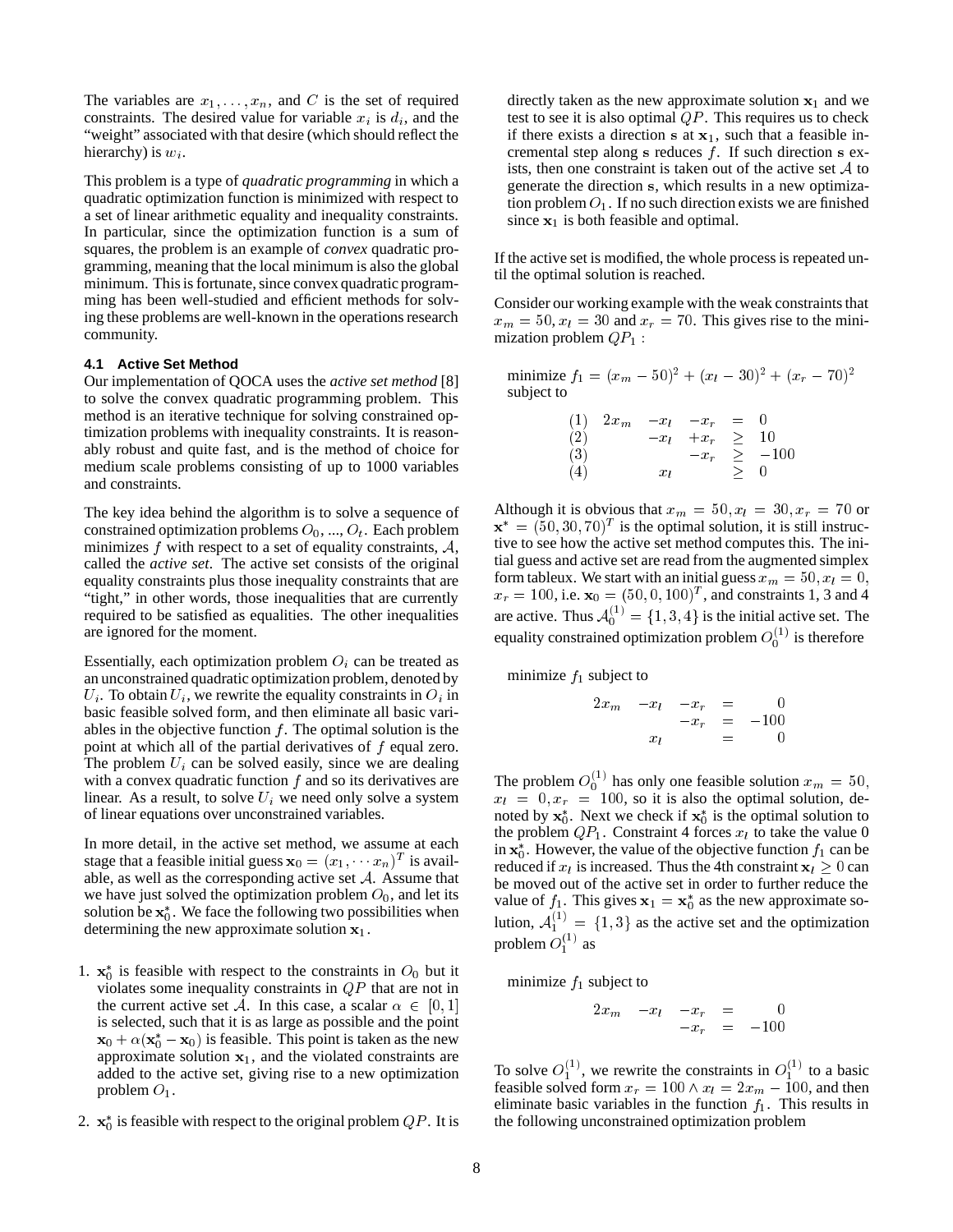The variables are $x_1, \ldots, x_n$, and $C$ is the set of required constraints. The desired value for variable $x_i$ is $d_i$, and the "weight" associated with that desire (which should reflect the hierarchy) is $w_i$.

This problem is a type of *quadratic programming* in which a quadratic optimization function is minimized with respect to a set of linear arithmetic equality and inequality constraints. In particular, since the optimization function is a sum of squares, the problem is an example of *convex* quadratic programming, meaning that the local minimum is also the global minimum. This is fortunate, since convex quadratic programming has been well-studied and efficient methods for solving these problems are well-known in the operations research community.

### 4.1 Active Set Method

Our implementation of QOCA uses the *active set method* [8] to solve the convex quadratic programming problem. This method is an iterative technique for solving constrained optimization problems with inequality constraints. It is reasonably robust and quite fast, and is the method of choice for medium scale problems consisting of up to 1000 variables and constraints.

The key idea behind the algorithm is to solve a sequence of constrained optimization problems $O_0, ..., O_t$. Each problem minimizes $f$ with respect to a set of equality constraints, $\mathcal{A}$, called the *active set*. The active set consists of the original equality constraints plus those inequality constraints that are "tight," in other words, those inequalities that are currently required to be satisfied as equalities. The other inequalities are ignored for the moment.

Essentially, each optimization problem $O_i$ can be treated as an unconstrained quadratic optimization problem, denoted by $U_i$. To obtain $U_i$, we rewrite the equality constraints in $O_i$ in basic feasible solved form, and then eliminate all basic variables in the objective function $f$. The optimal solution is the point at which all of the partial derivatives of $f$ equal zero. The problem $U_i$ can be solved easily, since we are dealing with a convex quadratic function $f$ and so its derivatives are linear. As a result, to solve $U_i$ we need only solve a system of linear equations over unconstrained variables.

In more detail, in the active set method, we assume at each stage that a feasible initial guess $\mathbf{x}_0 = (x_1, \cdots x_n)^T$ is available, as well as the corresponding active set $\mathcal{A}$. Assume that we have just solved the optimization problem $O_0$, and let its solution be $\mathbf{x}_0^*$. We face the following two possibilities when determining the new approximate solution $\mathbf{x}_1$.

1. $\mathbf{x}_0^*$ is feasible with respect to the constraints in $O_0$ but it violates some inequality constraints in $QP$ that are not in the current active set $\mathcal{A}$. In this case, a scalar $\alpha \in [0, 1]$ is selected, such that it is as large as possible and the point $\mathbf{x}_0 + \alpha(\mathbf{x}_0^* - \mathbf{x}_0)$ is feasible. This point is taken as the new approximate solution $\mathbf{x}_1$, and the violated constraints are added to the active set, giving rise to a new optimization problem $O_1$.

2. $\mathbf{x}_0^*$ is feasible with respect to the original problem $QP$. It is directly taken as the new approximate solution $\mathbf{x}_1$ and we test to see it is also optimal $QP$. This requires us to check if there exists a direction $\mathbf{s}$ at $\mathbf{x}_1$, such that a feasible incremental step along $\mathbf{s}$ reduces $f$. If such direction $\mathbf{s}$ exists, then one constraint is taken out of the active set $\mathcal{A}$ to generate the direction $\mathbf{s}$, which results in a new optimization problem $O_1$. If no such direction exists we are finished since $\mathbf{x}_1$ is both feasible and optimal.

If the active set is modified, the whole process is repeated until the optimal solution is reached.

Consider our working example with the weak constraints that $x_m = 50, x_l = 30$ and $x_r = 70$. This gives rise to the minimization problem $QP_1$ :

minimize $f_1 = (x_m - 50)^2 + (x_l - 30)^2 + (x_r - 70)^2$
subject to

$$
\begin{array}{lrrrcr}
(1) & 2x_m & -x_l & -x_r & = & 0 \\
(2) & & -x_l & +x_r & \geq & 10 \\
(3) & & & -x_r & \geq & -100 \\
(4) & & x_l & & \geq & 0
\end{array}
$$

Although it is obvious that $x_m = 50, x_l = 30, x_r = 70$ or $\mathbf{x}^* = (50, 30, 70)^T$ is the optimal solution, it is still instructive to see how the active set method computes this. The initial guess and active set are read from the augmented simplex form tableux. We start with an initial guess $x_m = 50, x_l = 0, x_r = 100$, i.e. $\mathbf{x}_0 = (50, 0, 100)^T$, and constraints 1, 3 and 4 are active. Thus $\mathcal{A}_0^{(1)} = \{1, 3, 4\}$ is the initial active set. The equality constrained optimization problem $O_0^{(1)}$ is therefore

minimize $f_1$ subject to

$$
\begin{array}{rrrcr}
2x_m & -x_l & -x_r & = & 0 \\
& & -x_r & = & -100 \\
& x_l & & = & 0
\end{array}
$$

The problem $O_0^{(1)}$ has only one feasible solution $x_m = 50, x_l = 0, x_r = 100$, so it is also the optimal solution, denoted by $\mathbf{x}_0^*$. Next we check if $\mathbf{x}_0^*$ is the optimal solution to the problem $QP_1$. Constraint 4 forces $x_l$ to take the value 0 in $\mathbf{x}_0^*$. However, the value of the objective function $f_1$ can be reduced if $x_l$ is increased. Thus the 4th constraint $\mathbf{x}_l \geq 0$ can be moved out of the active set in order to further reduce the value of $f_1$. This gives $\mathbf{x}_1 = \mathbf{x}_0^*$ as the new approximate solution, $\mathcal{A}_1^{(1)} = \{1, 3\}$ as the active set and the optimization problem $O_1^{(1)}$ as

minimize $f_1$ subject to

$$
\begin{array}{rrrcr}
2x_m & -x_l & -x_r & = & 0 \\
& & -x_r & = & -100
\end{array}
$$

To solve $O_1^{(1)}$, we rewrite the constraints in $O_1^{(1)}$ to a basic feasible solved form $x_r = 100 \wedge x_l = 2x_m - 100$, and then eliminate basic variables in the function $f_1$. This results in the following unconstrained optimization problem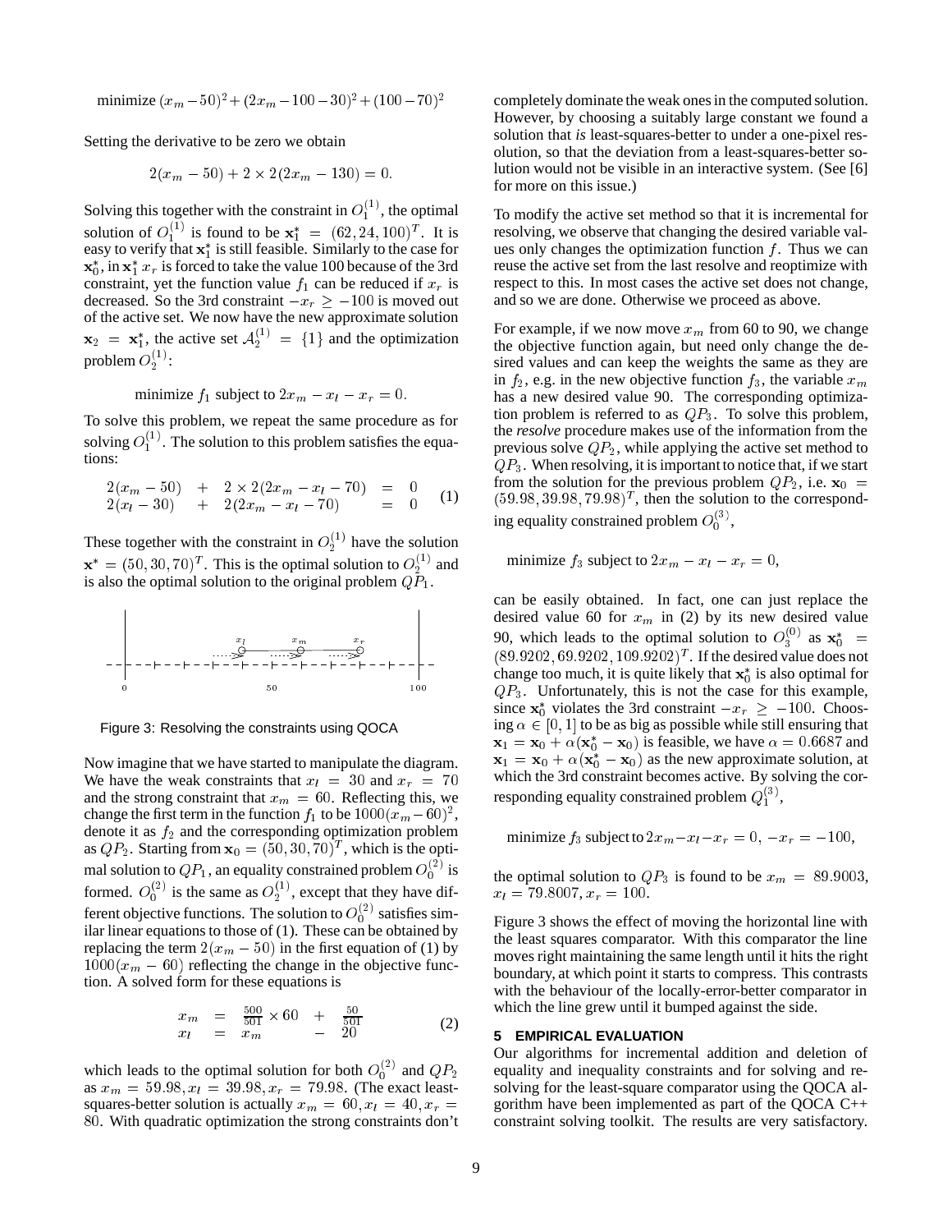$$\text{minimize } (x_m - 50)^2 + (2x_m - 100 - 30)^2 + (100 - 70)^2$$

Setting the derivative to be zero we obtain

$$2(x_m - 50) + 2 \times 2(2x_m - 130) = 0.$$

Solving this together with the constraint in $O_1^{(1)}$, the optimal solution of $O_1^{(1)}$ is found to be $\mathbf{x}_1^* = (62, 24, 100)^T$. It is easy to verify that $\mathbf{x}_1^*$ is still feasible. Similarly to the case for $\mathbf{x}_0^*$, in $\mathbf{x}_1^*$ $x_r$ is forced to take the value 100 because of the 3rd constraint, yet the function value $f_1$ can be reduced if $x_r$ is decreased. So the 3rd constraint $-x_r \geq -100$ is moved out of the active set. We now have the new approximate solution $\mathbf{x}_2 = \mathbf{x}_1^*$, the active set $\mathcal{A}_2^{(1)} = \{1\}$ and the optimization problem $O_2^{(1)}$:

$$\text{minimize } f_1 \text{ subject to } 2x_m - x_l - x_r = 0.$$

To solve this problem, we repeat the same procedure as for solving $O_1^{(1)}$. The solution to this problem satisfies the equations:

$$\begin{array}{lcll} 2(x_m - 50) & + & 2 \times 2(2x_m - x_l - 70) & = 0 \\ 2(x_l - 30) & + & 2(2x_m - x_l - 70) & = 0 \end{array} \quad (1)$$

These together with the constraint in $O_2^{(1)}$ have the solution $\mathbf{x}^* = (50, 30, 70)^T$. This is the optimal solution to $O_2^{(1)}$ and is also the optimal solution to the original problem $QP_1$.

Figure 3: Resolving the constraints using QOCA

Now imagine that we have started to manipulate the diagram. We have the weak constraints that $x_l = 30$ and $x_r = 70$ and the strong constraint that $x_m = 60$. Reflecting this, we change the first term in the function $f_1$ to be $1000(x_m - 60)^2$, denote it as $f_2$ and the corresponding optimization problem as $QP_2$. Starting from $\mathbf{x}_0 = (50, 30, 70)^T$, which is the optimal solution to $QP_1$, an equality constrained problem $O_0^{(2)}$ is formed. $O_0^{(2)}$ is the same as $O_2^{(1)}$, except that they have different objective functions. The solution to $O_0^{(2)}$ satisfies similar linear equations to those of (1). These can be obtained by replacing the term $2(x_m - 50)$ in the first equation of (1) by $1000(x_m - 60)$ reflecting the change in the objective function. A solved form for these equations is

$$\begin{array}{lcll} x_m & = & \frac{500}{501} \times 60 & + \ \frac{50}{501} \\ x_l & = & x_m & - \ 20 \end{array} \quad (2)$$

which leads to the optimal solution for both $O_0^{(2)}$ and $QP_2$ as $x_m = 59.98, x_l = 39.98, x_r = 79.98$. (The exact least-squares-better solution is actually $x_m = 60, x_l = 40, x_r = 80$. With quadratic optimization the strong constraints don't completely dominate the weak ones in the computed solution. However, by choosing a suitably large constant we found a solution that *is* least-squares-better to under a one-pixel resolution, so that the deviation from a least-squares-better solution would not be visible in an interactive system. (See [6] for more on this issue.)

To modify the active set method so that it is incremental for resolving, we observe that changing the desired variable values only changes the optimization function $f$. Thus we can reuse the active set from the last resolve and reoptimize with respect to this. In most cases the active set does not change, and so we are done. Otherwise we proceed as above.

For example, if we now move $x_m$ from 60 to 90, we change the objective function again, but need only change the desired values and can keep the weights the same as they are in $f_2$, e.g. in the new objective function $f_3$, the variable $x_m$ has a new desired value 90. The corresponding optimization problem is referred to as $QP_3$. To solve this problem, the *resolve* procedure makes use of the information from the previous solve $QP_2$, while applying the active set method to $QP_3$. When resolving, it is important to notice that, if we start from the solution for the previous problem $QP_2$, i.e. $\mathbf{x}_0 = (59.98, 39.98, 79.98)^T$, then the solution to the corresponding equality constrained problem $O_0^{(3)}$,

$$\text{minimize } f_3 \text{ subject to } 2x_m - x_l - x_r = 0,$$

can be easily obtained. In fact, one can just replace the desired value 60 for $x_m$ in (2) by its new desired value 90, which leads to the optimal solution to $O_3^{(0)}$ as $\mathbf{x}_0^* = (89.9202, 69.9202, 109.9202)^T$. If the desired value does not change too much, it is quite likely that $\mathbf{x}_0^*$ is also optimal for $QP_3$. Unfortunately, this is not the case for this example, since $\mathbf{x}_0^*$ violates the 3rd constraint $-x_r \geq -100$. Choosing $\alpha \in [0, 1]$ to be as big as possible while still ensuring that $\mathbf{x}_1 = \mathbf{x}_0 + \alpha(\mathbf{x}_0^* - \mathbf{x}_0)$ is feasible, we have $\alpha = 0.6687$ and $\mathbf{x}_1 = \mathbf{x}_0 + \alpha(\mathbf{x}_0^* - \mathbf{x}_0)$ as the new approximate solution, at which the 3rd constraint becomes active. By solving the corresponding equality constrained problem $Q_1^{(3)}$,

$$\text{minimize } f_3 \text{ subject to } 2x_m - x_l - x_r = 0, \ -x_r = -100,$$

the optimal solution to $QP_3$ is found to be $x_m = 89.9003$, $x_l = 79.8007, x_r = 100$.

Figure 3 shows the effect of moving the horizontal line with the least squares comparator. With this comparator the line moves right maintaining the same length until it hits the right boundary, at which point it starts to compress. This contrasts with the behaviour of the locally-error-better comparator in which the line grew until it bumped against the side.

## 5 EMPIRICAL EVALUATION

Our algorithms for incremental addition and deletion of equality and inequality constraints and for solving and resolving for the least-square comparator using the QOCA algorithm have been implemented as part of the QOCA C++ constraint solving toolkit. The results are very satisfactory.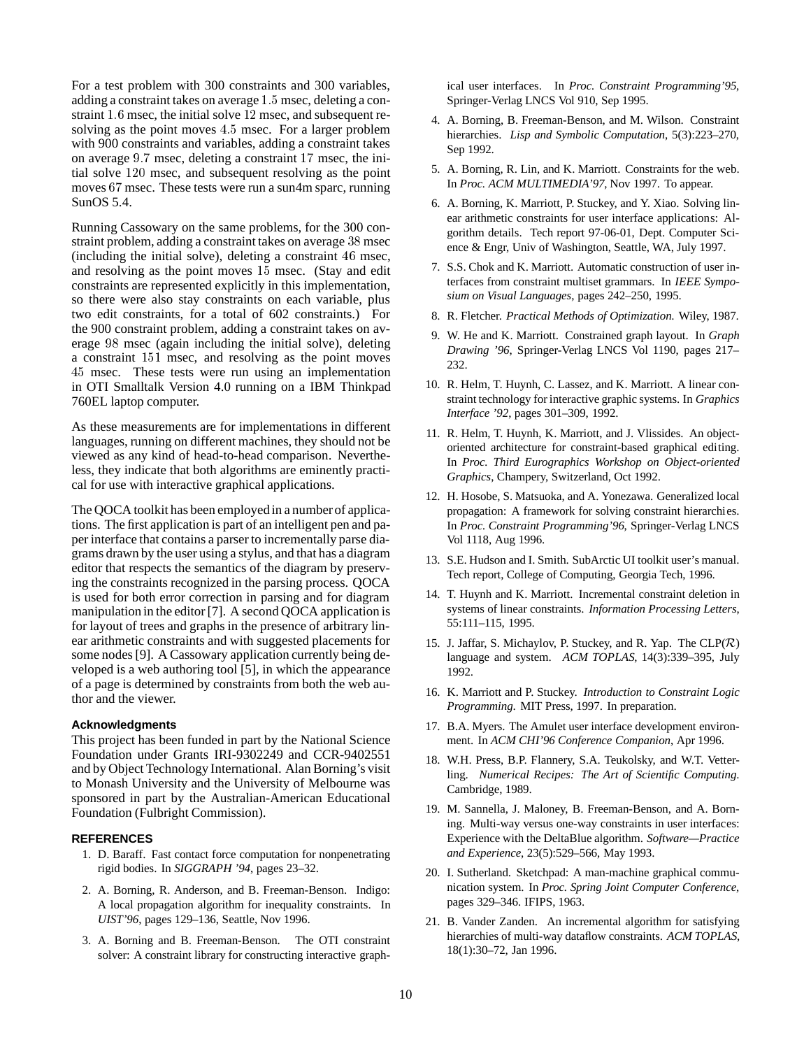For a test problem with 300 constraints and 300 variables, adding a constraint takes on average 1.5 msec, deleting a constraint 1.6 msec, the initial solve 12 msec, and subsequent resolving as the point moves 4.5 msec. For a larger problem with 900 constraints and variables, adding a constraint takes on average 9.7 msec, deleting a constraint 17 msec, the initial solve 120 msec, and subsequent resolving as the point moves 67 msec. These tests were run a sun4m sparc, running SunOS 5.4.

Running Cassowary on the same problems, for the 300 constraint problem, adding a constraint takes on average 38 msec (including the initial solve), deleting a constraint 46 msec, and resolving as the point moves 15 msec. (Stay and edit constraints are represented explicitly in this implementation, so there were also stay constraints on each variable, plus two edit constraints, for a total of 602 constraints.) For the 900 constraint problem, adding a constraint takes on average 98 msec (again including the initial solve), deleting a constraint 151 msec, and resolving as the point moves 45 msec. These tests were run using an implementation in OTI Smalltalk Version 4.0 running on a IBM Thinkpad 760EL laptop computer.

As these measurements are for implementations in different languages, running on different machines, they should not be viewed as any kind of head-to-head comparison. Nevertheless, they indicate that both algorithms are eminently practical for use with interactive graphical applications.

The QOCA toolkit has been employed in a number of applications. The first application is part of an intelligent pen and paper interface that contains a parser to incrementally parse diagrams drawn by the user using a stylus, and that has a diagram editor that respects the semantics of the diagram by preserving the constraints recognized in the parsing process. QOCA is used for both error correction in parsing and for diagram manipulation in the editor [7]. A second QOCA application is for layout of trees and graphs in the presence of arbitrary linear arithmetic constraints and with suggested placements for some nodes [9]. A Cassowary application currently being developed is a web authoring tool [5], in which the appearance of a page is determined by constraints from both the web author and the viewer.

### Acknowledgments

This project has been funded in part by the National Science Foundation under Grants IRI-9302249 and CCR-9402551 and by Object Technology International. Alan Borning's visit to Monash University and the University of Melbourne was sponsored in part by the Australian-American Educational Foundation (Fulbright Commission).

### REFERENCES

1. D. Baraff. Fast contact force computation for nonpenetrating rigid bodies. In *SIGGRAPH '94*, pages 23–32.
2. A. Borning, R. Anderson, and B. Freeman-Benson. Indigo: A local propagation algorithm for inequality constraints. In *UIST'96*, pages 129–136, Seattle, Nov 1996.
3. A. Borning and B. Freeman-Benson. The OTI constraint solver: A constraint library for constructing interactive graphical user interfaces. In *Proc. Constraint Programming'95*, Springer-Verlag LNCS Vol 910, Sep 1995.
4. A. Borning, B. Freeman-Benson, and M. Wilson. Constraint hierarchies. *Lisp and Symbolic Computation*, 5(3):223–270, Sep 1992.
5. A. Borning, R. Lin, and K. Marriott. Constraints for the web. In *Proc. ACM MULTIMEDIA'97*, Nov 1997. To appear.
6. A. Borning, K. Marriott, P. Stuckey, and Y. Xiao. Solving linear arithmetic constraints for user interface applications: Algorithm details. Tech report 97-06-01, Dept. Computer Science & Engr, Univ of Washington, Seattle, WA, July 1997.
7. S.S. Chok and K. Marriott. Automatic construction of user interfaces from constraint multiset grammars. In *IEEE Symposium on Visual Languages*, pages 242–250, 1995.
8. R. Fletcher. *Practical Methods of Optimization.* Wiley, 1987.
9. W. He and K. Marriott. Constrained graph layout. In *Graph Drawing '96*, Springer-Verlag LNCS Vol 1190, pages 217–232.
10. R. Helm, T. Huynh, C. Lassez, and K. Marriott. A linear constraint technology for interactive graphic systems. In *Graphics Interface '92*, pages 301–309, 1992.
11. R. Helm, T. Huynh, K. Marriott, and J. Vlissides. An object-oriented architecture for constraint-based graphical editing. In *Proc. Third Eurographics Workshop on Object-oriented Graphics*, Champery, Switzerland, Oct 1992.
12. H. Hosobe, S. Matsuoka, and A. Yonezawa. Generalized local propagation: A framework for solving constraint hierarchies. In *Proc. Constraint Programming'96*, Springer-Verlag LNCS Vol 1118, Aug 1996.
13. S.E. Hudson and I. Smith. SubArctic UI toolkit user's manual. Tech report, College of Computing, Georgia Tech, 1996.
14. T. Huynh and K. Marriott. Incremental constraint deletion in systems of linear constraints. *Information Processing Letters*, 55:111–115, 1995.
15. J. Jaffar, S. Michaylov, P. Stuckey, and R. Yap. The CLP($\mathcal{R}$) language and system. *ACM TOPLAS*, 14(3):339–395, July 1992.
16. K. Marriott and P. Stuckey. *Introduction to Constraint Logic Programming*. MIT Press, 1997. In preparation.
17. B.A. Myers. The Amulet user interface development environment. In *ACM CHI'96 Conference Companion*, Apr 1996.
18. W.H. Press, B.P. Flannery, S.A. Teukolsky, and W.T. Vetterling. *Numerical Recipes: The Art of Scientific Computing.* Cambridge, 1989.
19. M. Sannella, J. Maloney, B. Freeman-Benson, and A. Borning. Multi-way versus one-way constraints in user interfaces: Experience with the DeltaBlue algorithm. *Software—Practice and Experience*, 23(5):529–566, May 1993.
20. I. Sutherland. Sketchpad: A man-machine graphical communication system. In *Proc. Spring Joint Computer Conference*, pages 329–346. IFIPS, 1963.
21. B. Vander Zanden. An incremental algorithm for satisfying hierarchies of multi-way dataflow constraints. *ACM TOPLAS*, 18(1):30–72, Jan 1996.